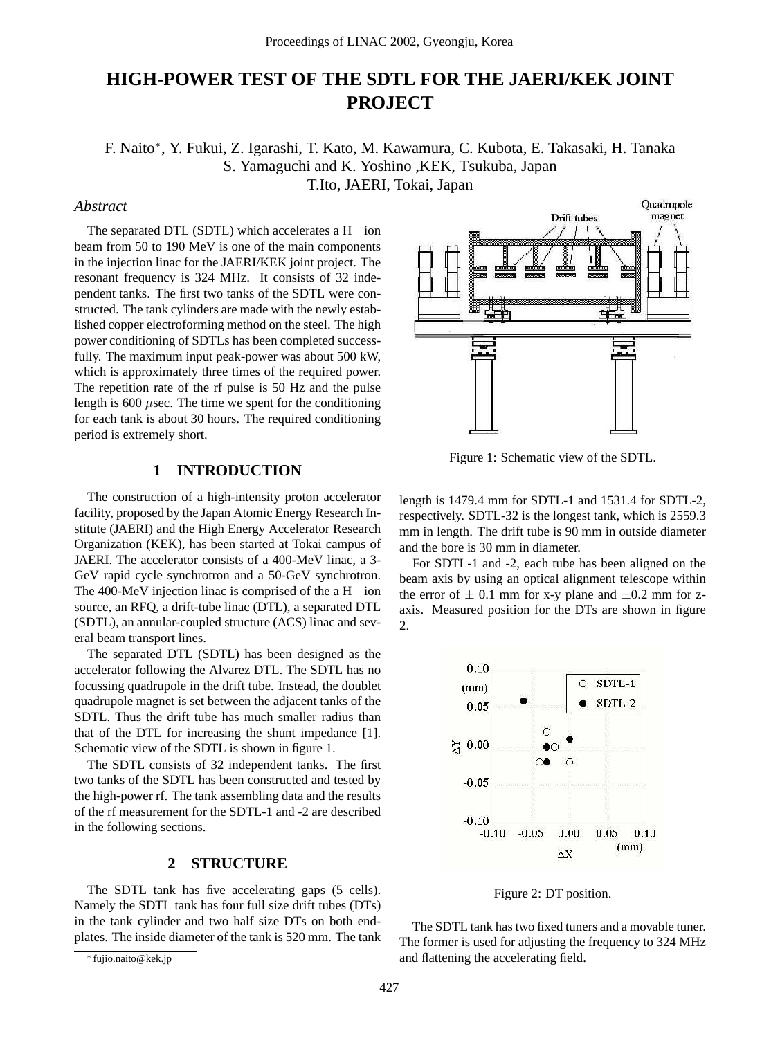# HIGH-POWER TEST OF THE SDTL FOR THE JAERI/KEK JOINT PROJECT

F. Naito*, Y. Fukui, Z. Igarashi, T. Kato, M. Kawamura, C. Kubota, E. Takasaki, H. Tanaka
S. Yamaguchi and K. Yoshino ,KEK, Tsukuba, Japan
T.Ito, JAERI, Tokai, Japan

### *Abstract*

The separated DTL (SDTL) which accelerates a $H^-$ ion beam from 50 to 190 MeV is one of the main components in the injection linac for the JAERI/KEK joint project. The resonant frequency is 324 MHz. It consists of 32 independent tanks. The first two tanks of the SDTL were constructed. The tank cylinders are made with the newly established copper electroforming method on the steel. The high power conditioning of SDTLs has been completed successfully. The maximum input peak-power was about 500 kW, which is approximately three times of the required power. The repetition rate of the rf pulse is 50 Hz and the pulse length is 600 $\mu$sec. The time we spent for the conditioning for each tank is about 30 hours. The required conditioning period is extremely short.

## 1 INTRODUCTION

The construction of a high-intensity proton accelerator facility, proposed by the Japan Atomic Energy Research Institute (JAERI) and the High Energy Accelerator Research Organization (KEK), has been started at Tokai campus of JAERI. The accelerator consists of a 400-MeV linac, a 3-GeV rapid cycle synchrotron and a 50-GeV synchrotron. The 400-MeV injection linac is comprised of the a $H^-$ ion source, an RFQ, a drift-tube linac (DTL), a separated DTL (SDTL), an annular-coupled structure (ACS) linac and several beam transport lines.

The separated DTL (SDTL) has been designed as the accelerator following the Alvarez DTL. The SDTL has no focussing quadrupole in the drift tube. Instead, the doublet quadrupole magnet is set between the adjacent tanks of the SDTL. Thus the drift tube has much smaller radius than that of the DTL for increasing the shunt impedance [1]. Schematic view of the SDTL is shown in figure 1.

The SDTL consists of 32 independent tanks. The first two tanks of the SDTL has been constructed and tested by the high-power rf. The tank assembling data and the results of the rf measurement for the SDTL-1 and -2 are described in the following sections.

## 2 STRUCTURE

The SDTL tank has five accelerating gaps (5 cells). Namely the SDTL tank has four full size drift tubes (DTs) in the tank cylinder and two half size DTs on both end-plates. The inside diameter of the tank is 520 mm. The tank length is 1479.4 mm for SDTL-1 and 1531.4 for SDTL-2, respectively. SDTL-32 is the longest tank, which is 2559.3 mm in length. The drift tube is 90 mm in outside diameter and the bore is 30 mm in diameter.

Figure 1: Schematic view of the SDTL.

For SDTL-1 and -2, each tube has been aligned on the beam axis by using an optical alignment telescope within the error of $\pm$ 0.1 mm for x-y plane and $\pm$0.2 mm for z-axis. Measured position for the DTs are shown in figure 2.

Figure 2: DT position.

The SDTL tank has two fixed tuners and a movable tuner. The former is used for adjusting the frequency to 324 MHz and flattening the accelerating field.

* fujio.naito@kek.jp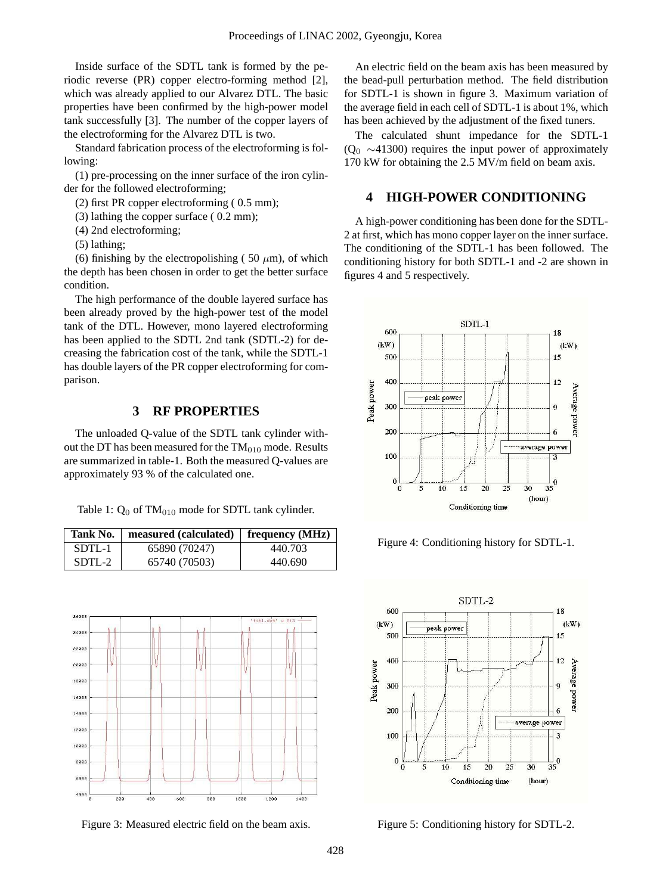Inside surface of the SDTL tank is formed by the periodic reverse (PR) copper electro-forming method [2], which was already applied to our Alvarez DTL. The basic properties have been confirmed by the high-power model tank successfully [3]. The number of the copper layers of the electroforming for the Alvarez DTL is two.

Standard fabrication process of the electroforming is following:

(1) pre-processing on the inner surface of the iron cylinder for the followed electroforming;

(2) first PR copper electroforming ( 0.5 mm);

(3) lathing the copper surface ( 0.2 mm);

(4) 2nd electroforming;

(5) lathing;

(6) finishing by the electropolishing ( 50 $\mu$m), of which the depth has been chosen in order to get the better surface condition.

The high performance of the double layered surface has been already proved by the high-power test of the model tank of the DTL. However, mono layered electroforming has been applied to the SDTL 2nd tank (SDTL-2) for decreasing the fabrication cost of the tank, while the SDTL-1 has double layers of the PR copper electroforming for comparison.

## 3 RF PROPERTIES

The unloaded Q-value of the SDTL tank cylinder without the DT has been measured for the $TM_{010}$ mode. Results are summarized in table-1. Both the measured Q-values are approximately 93 % of the calculated one.

Table 1: $Q_0$ of $TM_{010}$ mode for SDTL tank cylinder.

| Tank No. | measured (calculated) | frequency (MHz) |
|---|---|---|
| SDTL-1 | 65890 (70247) | 440.703 |
| SDTL-2 | 65740 (70503) | 440.690 |

Figure 3: Measured electric field on the beam axis.

An electric field on the beam axis has been measured by the bead-pull perturbation method. The field distribution for SDTL-1 is shown in figure 3. Maximum variation of the average field in each cell of SDTL-1 is about 1%, which has been achieved by the adjustment of the fixed tuners.

The calculated shunt impedance for the SDTL-1 ($Q_0$ ~41300) requires the input power of approximately 170 kW for obtaining the 2.5 MV/m field on beam axis.

## 4 HIGH-POWER CONDITIONING

A high-power conditioning has been done for the SDTL-2 at first, which has mono copper layer on the inner surface. The conditioning of the SDTL-1 has been followed. The conditioning history for both SDTL-1 and -2 are shown in figures 4 and 5 respectively.

Figure 4: Conditioning history for SDTL-1.

Figure 5: Conditioning history for SDTL-2.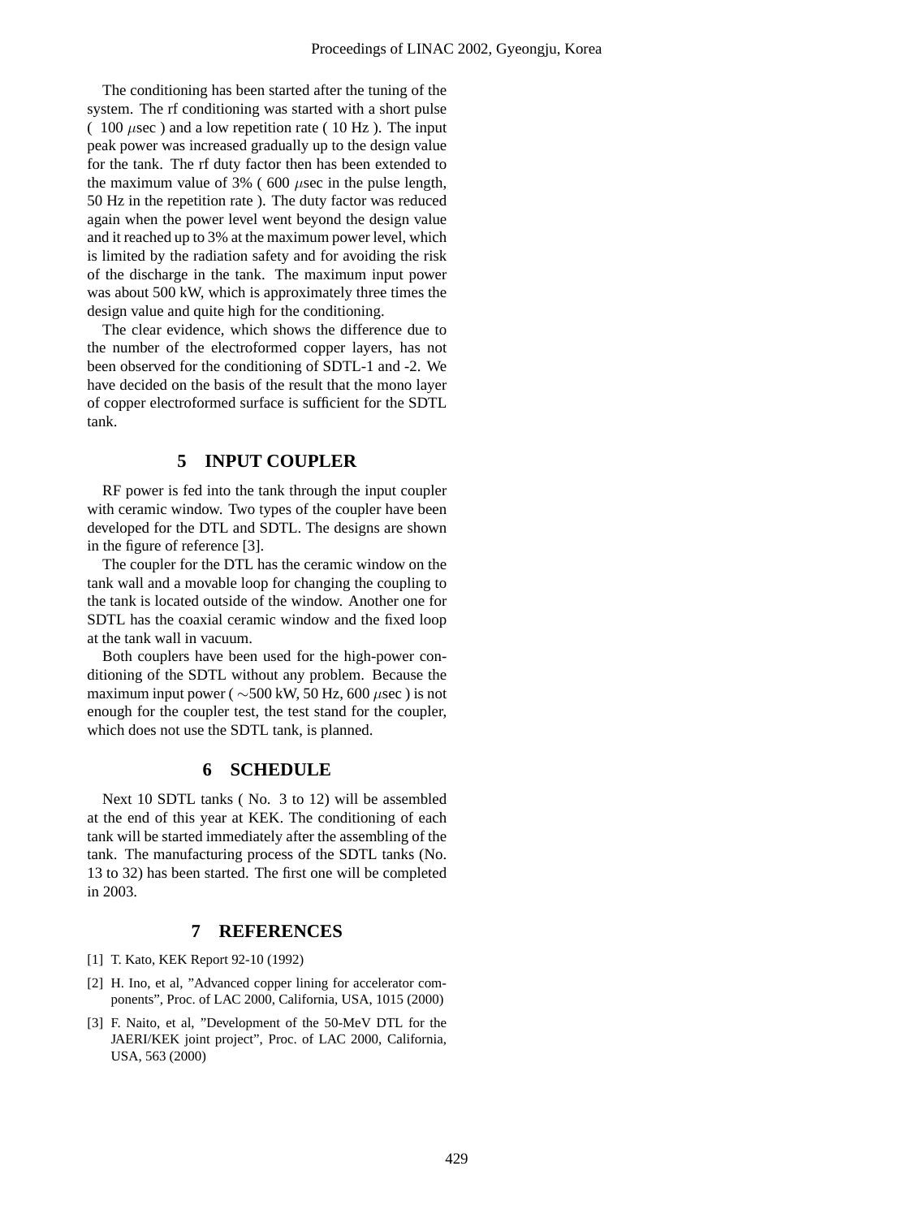The conditioning has been started after the tuning of the system. The rf conditioning was started with a short pulse ( 100 $\mu$sec ) and a low repetition rate ( 10 Hz ). The input peak power was increased gradually up to the design value for the tank. The rf duty factor then has been extended to the maximum value of 3% ( 600 $\mu$sec in the pulse length, 50 Hz in the repetition rate ). The duty factor was reduced again when the power level went beyond the design value and it reached up to 3% at the maximum power level, which is limited by the radiation safety and for avoiding the risk of the discharge in the tank. The maximum input power was about 500 kW, which is approximately three times the design value and quite high for the conditioning.

The clear evidence, which shows the difference due to the number of the electroformed copper layers, has not been observed for the conditioning of SDTL-1 and -2. We have decided on the basis of the result that the mono layer of copper electroformed surface is sufficient for the SDTL tank.

## 5 INPUT COUPLER

RF power is fed into the tank through the input coupler with ceramic window. Two types of the coupler have been developed for the DTL and SDTL. The designs are shown in the figure of reference [3].

The coupler for the DTL has the ceramic window on the tank wall and a movable loop for changing the coupling to the tank is located outside of the window. Another one for SDTL has the coaxial ceramic window and the fixed loop at the tank wall in vacuum.

Both couplers have been used for the high-power conditioning of the SDTL without any problem. Because the maximum input power ( $\sim$500 kW, 50 Hz, 600 $\mu$sec ) is not enough for the coupler test, the test stand for the coupler, which does not use the SDTL tank, is planned.

## 6 SCHEDULE

Next 10 SDTL tanks ( No. 3 to 12) will be assembled at the end of this year at KEK. The conditioning of each tank will be started immediately after the assembling of the tank. The manufacturing process of the SDTL tanks (No. 13 to 32) has been started. The first one will be completed in 2003.

## 7 REFERENCES

[1] T. Kato, KEK Report 92-10 (1992)

[2] H. Ino, et al, "Advanced copper lining for accelerator components", Proc. of LAC 2000, California, USA, 1015 (2000)

[3] F. Naito, et al, "Development of the 50-MeV DTL for the JAERI/KEK joint project", Proc. of LAC 2000, California, USA, 563 (2000)